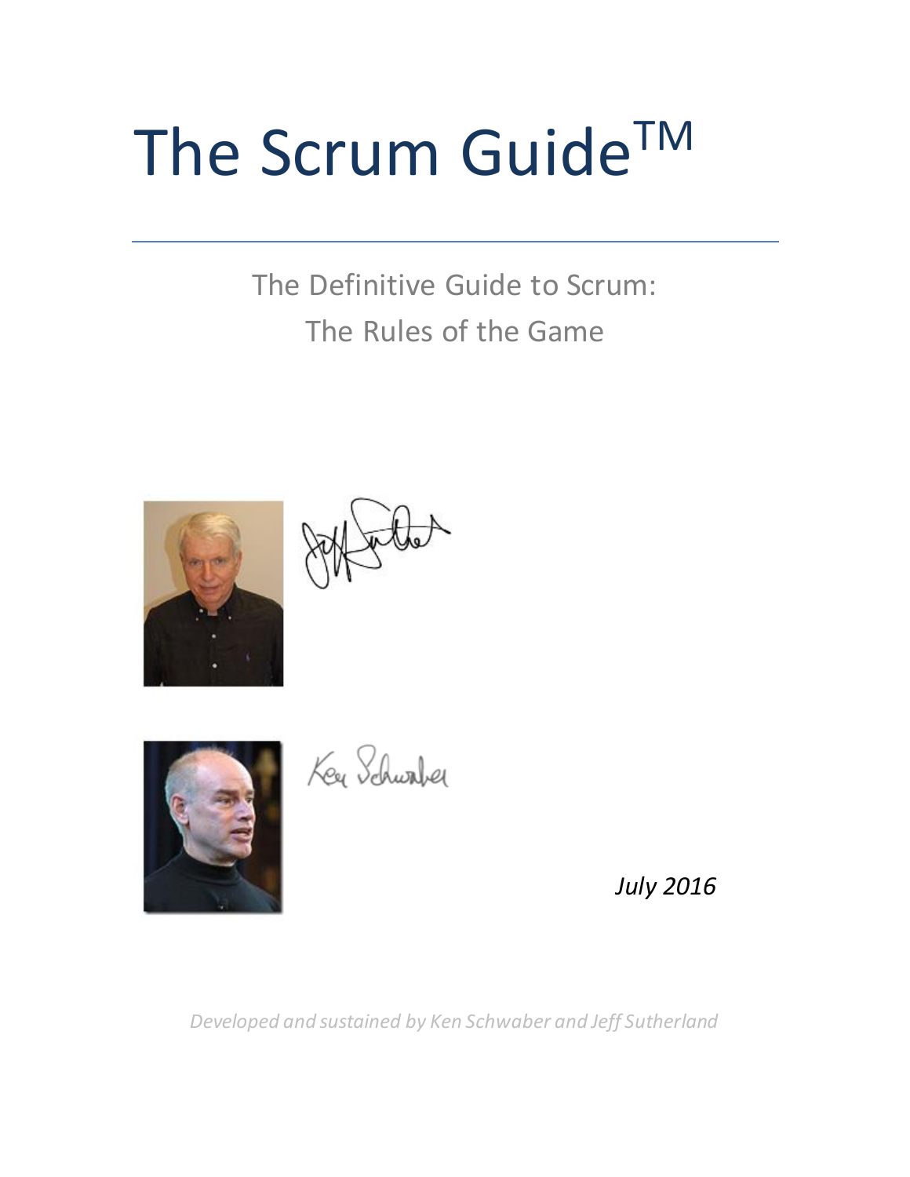# The Scrum Guide™

The Definitive Guide to Scrum:
The Rules of the Game

*July 2016*

*Developed and sustained by Ken Schwaber and Jeff Sutherland*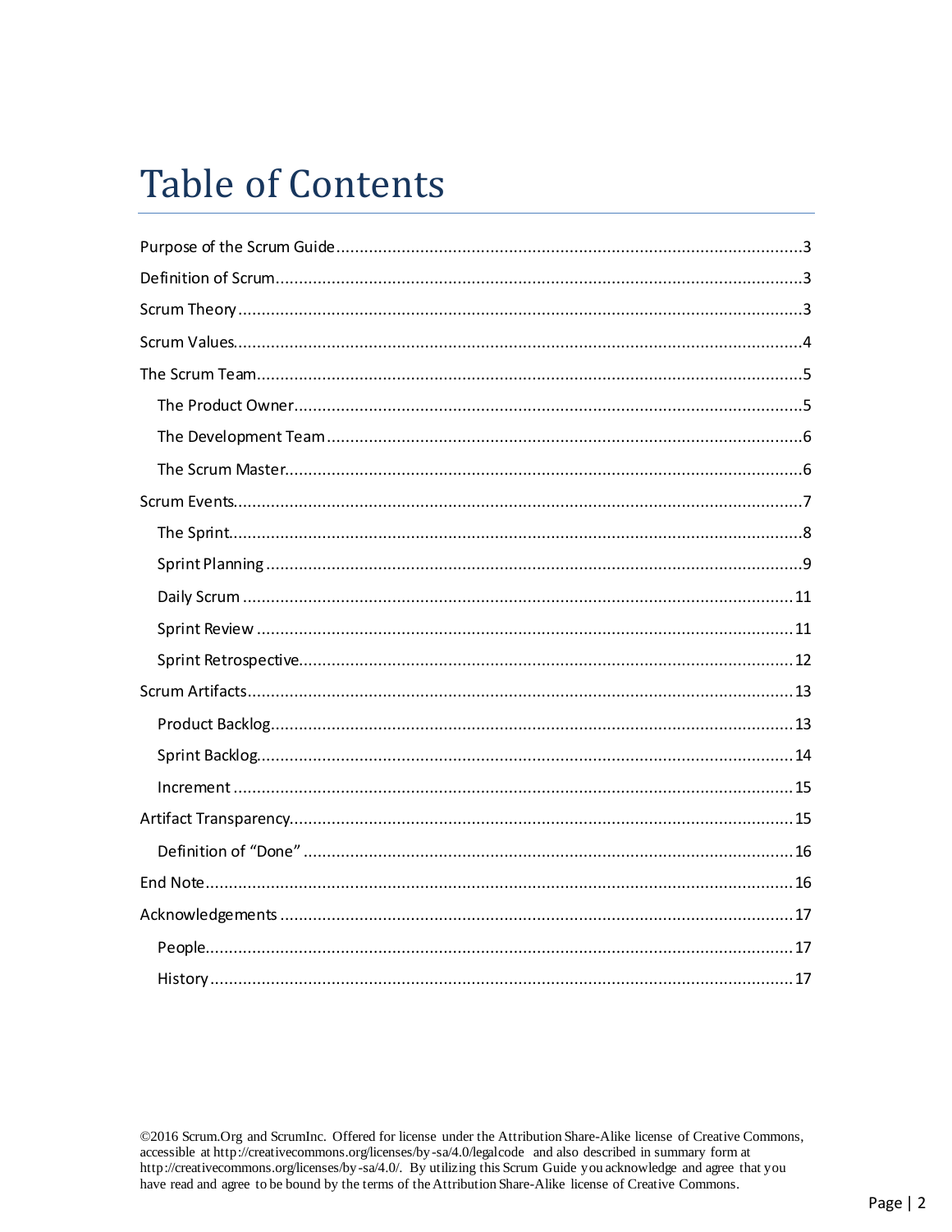# Table of Contents

- Purpose of the Scrum Guide ... 3
- Definition of Scrum ... 3
- Scrum Theory ... 3
- Scrum Values ... 4
- The Scrum Team ... 5
  - The Product Owner ... 5
  - The Development Team ... 6
  - The Scrum Master ... 6
- Scrum Events ... 7
  - The Sprint ... 8
  - Sprint Planning ... 9
  - Daily Scrum ... 11
  - Sprint Review ... 11
  - Sprint Retrospective ... 12
- Scrum Artifacts ... 13
  - Product Backlog ... 13
  - Sprint Backlog ... 14
  - Increment ... 15
- Artifact Transparency ... 15
  - Definition of "Done" ... 16
- End Note ... 16
- Acknowledgements ... 17
  - People ... 17
  - History ... 17

©2016 Scrum.Org and ScrumInc. Offered for license under the Attribution Share-Alike license of Creative Commons, accessible at http://creativecommons.org/licenses/by-sa/4.0/legalcode and also described in summary form at http://creativecommons.org/licenses/by-sa/4.0/. By utilizing this Scrum Guide you acknowledge and agree that you have read and agree to be bound by the terms of the Attribution Share-Alike license of Creative Commons.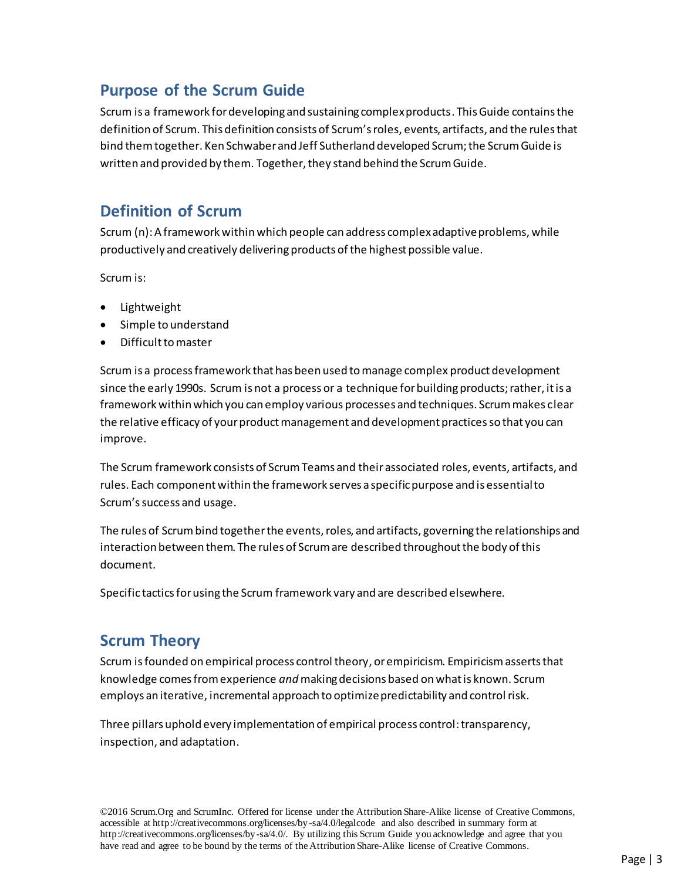## Purpose of the Scrum Guide

Scrum is a framework for developing and sustaining complex products. This Guide contains the definition of Scrum. This definition consists of Scrum's roles, events, artifacts, and the rules that bind them together. Ken Schwaber and Jeff Sutherland developed Scrum; the Scrum Guide is written and provided by them. Together, they stand behind the Scrum Guide.

## Definition of Scrum

Scrum (n): A framework within which people can address complex adaptive problems, while productively and creatively delivering products of the highest possible value.

Scrum is:

- Lightweight
- Simple to understand
- Difficult to master

Scrum is a process framework that has been used to manage complex product development since the early 1990s. Scrum is not a process or a technique for building products; rather, it is a framework within which you can employ various processes and techniques. Scrum makes clear the relative efficacy of your product management and development practices so that you can improve.

The Scrum framework consists of Scrum Teams and their associated roles, events, artifacts, and rules. Each component within the framework serves a specific purpose and is essential to Scrum's success and usage.

The rules of Scrum bind together the events, roles, and artifacts, governing the relationships and interaction between them. The rules of Scrum are described throughout the body of this document.

Specific tactics for using the Scrum framework vary and are described elsewhere.

## Scrum Theory

Scrum is founded on empirical process control theory, or empiricism. Empiricism asserts that knowledge comes from experience *and* making decisions based on what is known. Scrum employs an iterative, incremental approach to optimize predictability and control risk.

Three pillars uphold every implementation of empirical process control: transparency, inspection, and adaptation.

©2016 Scrum.Org and ScrumInc. Offered for license under the Attribution Share-Alike license of Creative Commons, accessible at http://creativecommons.org/licenses/by-sa/4.0/legalcode and also described in summary form at http://creativecommons.org/licenses/by-sa/4.0/. By utilizing this Scrum Guide you acknowledge and agree that you have read and agree to be bound by the terms of the Attribution Share-Alike license of Creative Commons.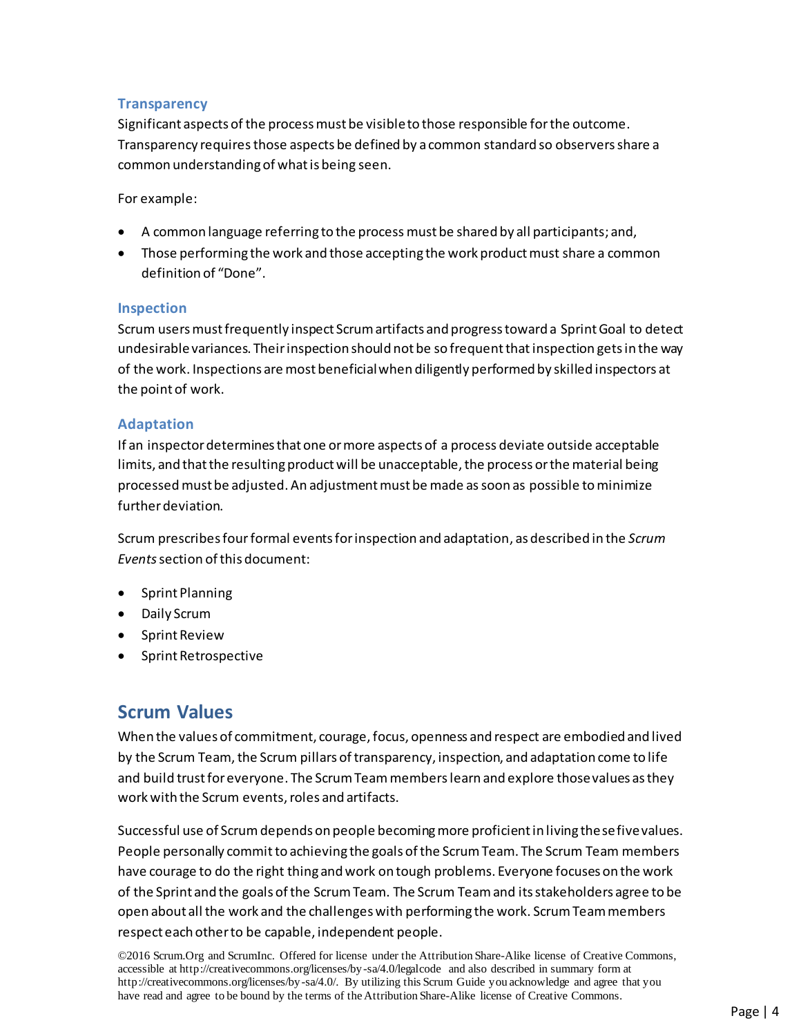### Transparency

Significant aspects of the process must be visible to those responsible for the outcome. Transparency requires those aspects be defined by a common standard so observers share a common understanding of what is being seen.

For example:

- A common language referring to the process must be shared by all participants; and,
- Those performing the work and those accepting the work product must share a common definition of "Done".

### Inspection

Scrum users must frequently inspect Scrum artifacts and progress toward a Sprint Goal to detect undesirable variances. Their inspection should not be so frequent that inspection gets in the way of the work. Inspections are most beneficial when diligently performed by skilled inspectors at the point of work.

### Adaptation

If an inspector determines that one or more aspects of a process deviate outside acceptable limits, and that the resulting product will be unacceptable, the process or the material being processed must be adjusted. An adjustment must be made as soon as possible to minimize further deviation.

Scrum prescribes four formal events for inspection and adaptation, as described in the *Scrum Events* section of this document:

- Sprint Planning
- Daily Scrum
- Sprint Review
- Sprint Retrospective

## Scrum Values

When the values of commitment, courage, focus, openness and respect are embodied and lived by the Scrum Team, the Scrum pillars of transparency, inspection, and adaptation come to life and build trust for everyone. The Scrum Team members learn and explore those values as they work with the Scrum events, roles and artifacts.

Successful use of Scrum depends on people becoming more proficient in living these five values. People personally commit to achieving the goals of the Scrum Team. The Scrum Team members have courage to do the right thing and work on tough problems. Everyone focuses on the work of the Sprint and the goals of the Scrum Team. The Scrum Team and its stakeholders agree to be open about all the work and the challenges with performing the work. Scrum Team members respect each other to be capable, independent people.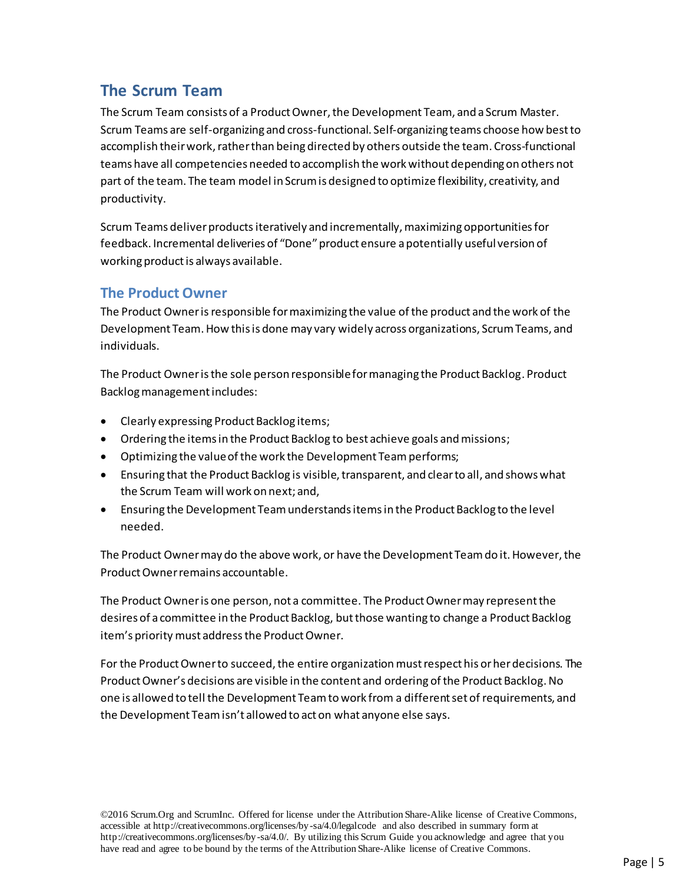## The Scrum Team

The Scrum Team consists of a Product Owner, the Development Team, and a Scrum Master. Scrum Teams are self-organizing and cross-functional. Self-organizing teams choose how best to accomplish their work, rather than being directed by others outside the team. Cross-functional teams have all competencies needed to accomplish the work without depending on others not part of the team. The team model in Scrum is designed to optimize flexibility, creativity, and productivity.

Scrum Teams deliver products iteratively and incrementally, maximizing opportunities for feedback. Incremental deliveries of "Done" product ensure a potentially useful version of working product is always available.

### The Product Owner

The Product Owner is responsible for maximizing the value of the product and the work of the Development Team. How this is done may vary widely across organizations, Scrum Teams, and individuals.

The Product Owner is the sole person responsible for managing the Product Backlog. Product Backlog management includes:

- Clearly expressing Product Backlog items;
- Ordering the items in the Product Backlog to best achieve goals and missions;
- Optimizing the value of the work the Development Team performs;
- Ensuring that the Product Backlog is visible, transparent, and clear to all, and shows what the Scrum Team will work on next; and,
- Ensuring the Development Team understands items in the Product Backlog to the level needed.

The Product Owner may do the above work, or have the Development Team do it. However, the Product Owner remains accountable.

The Product Owner is one person, not a committee. The Product Owner may represent the desires of a committee in the Product Backlog, but those wanting to change a Product Backlog item's priority must address the Product Owner.

For the Product Owner to succeed, the entire organization must respect his or her decisions. The Product Owner's decisions are visible in the content and ordering of the Product Backlog. No one is allowed to tell the Development Team to work from a different set of requirements, and the Development Team isn't allowed to act on what anyone else says.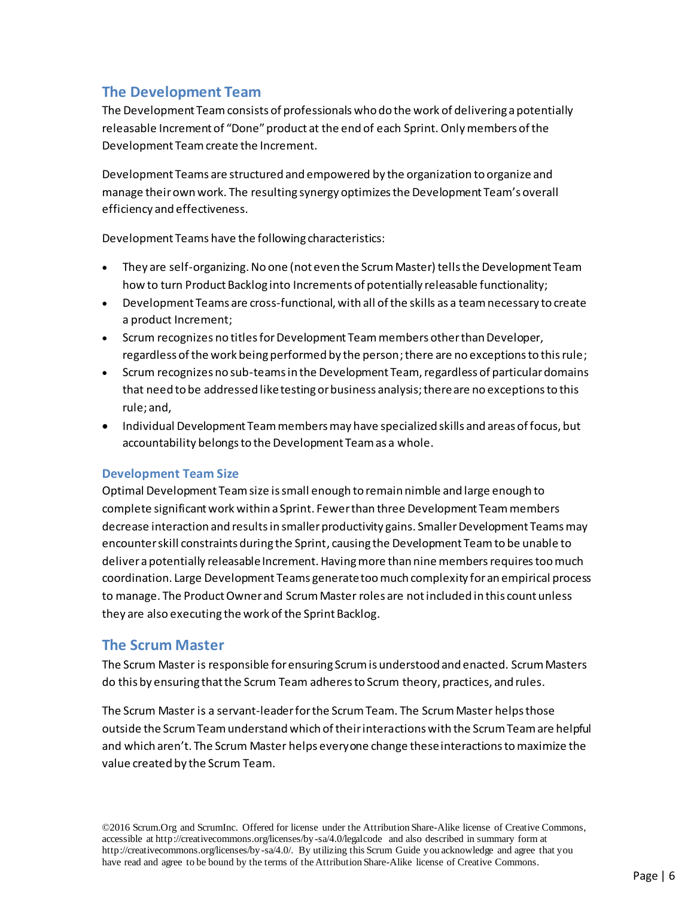## The Development Team

The Development Team consists of professionals who do the work of delivering a potentially releasable Increment of "Done" product at the end of each Sprint. Only members of the Development Team create the Increment.

Development Teams are structured and empowered by the organization to organize and manage their own work. The resulting synergy optimizes the Development Team's overall efficiency and effectiveness.

Development Teams have the following characteristics:

- They are self-organizing. No one (not even the Scrum Master) tells the Development Team how to turn Product Backlog into Increments of potentially releasable functionality;
- Development Teams are cross-functional, with all of the skills as a team necessary to create a product Increment;
- Scrum recognizes no titles for Development Team members other than Developer, regardless of the work being performed by the person; there are no exceptions to this rule;
- Scrum recognizes no sub-teams in the Development Team, regardless of particular domains that need to be addressed like testing or business analysis; there are no exceptions to this rule; and,
- Individual Development Team members may have specialized skills and areas of focus, but accountability belongs to the Development Team as a whole.

### Development Team Size

Optimal Development Team size is small enough to remain nimble and large enough to complete significant work within a Sprint. Fewer than three Development Team members decrease interaction and results in smaller productivity gains. Smaller Development Teams may encounter skill constraints during the Sprint, causing the Development Team to be unable to deliver a potentially releasable Increment. Having more than nine members requires too much coordination. Large Development Teams generate too much complexity for an empirical process to manage. The Product Owner and Scrum Master roles are not included in this count unless they are also executing the work of the Sprint Backlog.

## The Scrum Master

The Scrum Master is responsible for ensuring Scrum is understood and enacted. Scrum Masters do this by ensuring that the Scrum Team adheres to Scrum theory, practices, and rules.

The Scrum Master is a servant-leader for the Scrum Team. The Scrum Master helps those outside the Scrum Team understand which of their interactions with the Scrum Team are helpful and which aren't. The Scrum Master helps everyone change these interactions to maximize the value created by the Scrum Team.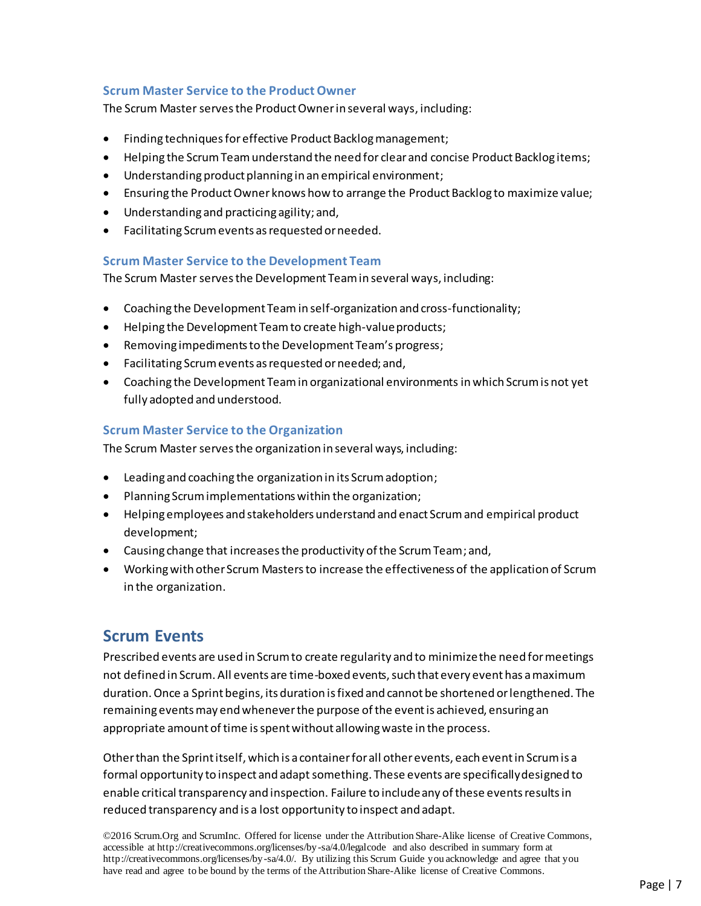### Scrum Master Service to the Product Owner

The Scrum Master serves the Product Owner in several ways, including:

- Finding techniques for effective Product Backlog management;
- Helping the Scrum Team understand the need for clear and concise Product Backlog items;
- Understanding product planning in an empirical environment;
- Ensuring the Product Owner knows how to arrange the Product Backlog to maximize value;
- Understanding and practicing agility; and,
- Facilitating Scrum events as requested or needed.

### Scrum Master Service to the Development Team

The Scrum Master serves the Development Team in several ways, including:

- Coaching the Development Team in self-organization and cross-functionality;
- Helping the Development Team to create high-value products;
- Removing impediments to the Development Team's progress;
- Facilitating Scrum events as requested or needed; and,
- Coaching the Development Team in organizational environments in which Scrum is not yet fully adopted and understood.

### Scrum Master Service to the Organization

The Scrum Master serves the organization in several ways, including:

- Leading and coaching the organization in its Scrum adoption;
- Planning Scrum implementations within the organization;
- Helping employees and stakeholders understand and enact Scrum and empirical product development;
- Causing change that increases the productivity of the Scrum Team; and,
- Working with other Scrum Masters to increase the effectiveness of the application of Scrum in the organization.

## Scrum Events

Prescribed events are used in Scrum to create regularity and to minimize the need for meetings not defined in Scrum. All events are time-boxed events, such that every event has a maximum duration. Once a Sprint begins, its duration is fixed and cannot be shortened or lengthened. The remaining events may end whenever the purpose of the event is achieved, ensuring an appropriate amount of time is spent without allowing waste in the process.

Other than the Sprint itself, which is a container for all other events, each event in Scrum is a formal opportunity to inspect and adapt something. These events are specifically designed to enable critical transparency and inspection. Failure to include any of these events results in reduced transparency and is a lost opportunity to inspect and adapt.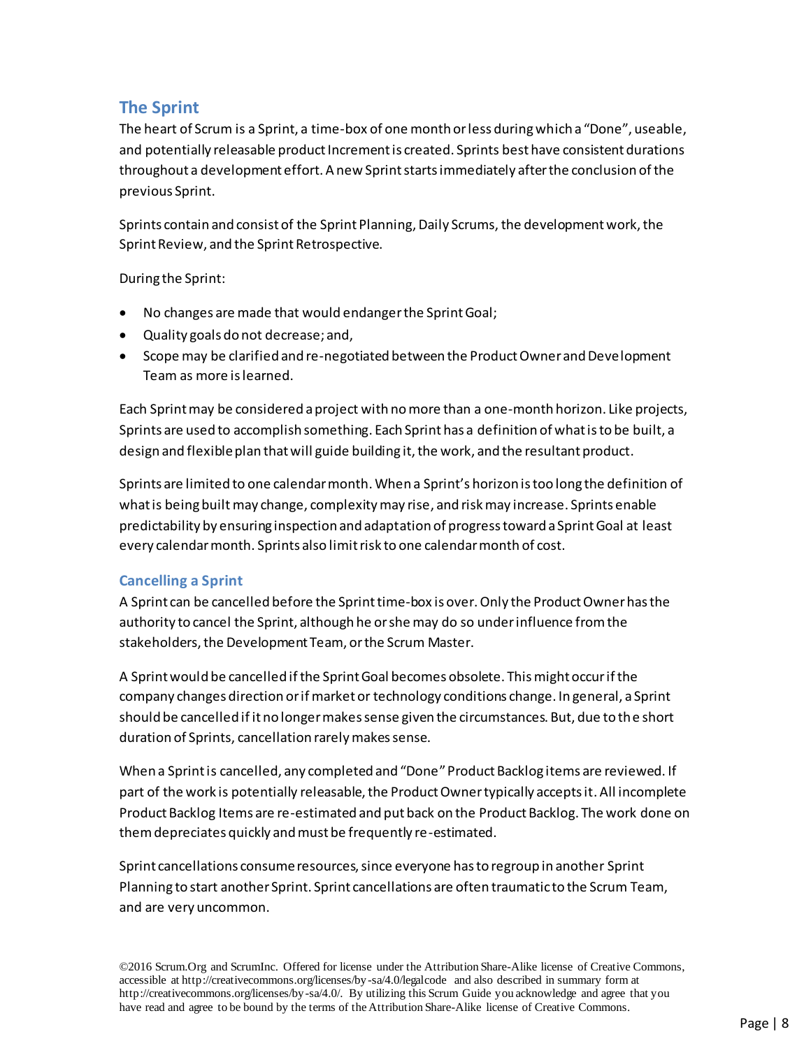## The Sprint

The heart of Scrum is a Sprint, a time-box of one month or less during which a "Done", useable, and potentially releasable product Increment is created. Sprints best have consistent durations throughout a development effort. A new Sprint starts immediately after the conclusion of the previous Sprint.

Sprints contain and consist of the Sprint Planning, Daily Scrums, the development work, the Sprint Review, and the Sprint Retrospective.

During the Sprint:

- No changes are made that would endanger the Sprint Goal;
- Quality goals do not decrease; and,
- Scope may be clarified and re-negotiated between the Product Owner and Development Team as more is learned.

Each Sprint may be considered a project with no more than a one-month horizon. Like projects, Sprints are used to accomplish something. Each Sprint has a definition of what is to be built, a design and flexible plan that will guide building it, the work, and the resultant product.

Sprints are limited to one calendar month. When a Sprint's horizon is too long the definition of what is being built may change, complexity may rise, and risk may increase. Sprints enable predictability by ensuring inspection and adaptation of progress toward a Sprint Goal at least every calendar month. Sprints also limit risk to one calendar month of cost.

### Cancelling a Sprint

A Sprint can be cancelled before the Sprint time-box is over. Only the Product Owner has the authority to cancel the Sprint, although he or she may do so under influence from the stakeholders, the Development Team, or the Scrum Master.

A Sprint would be cancelled if the Sprint Goal becomes obsolete. This might occur if the company changes direction or if market or technology conditions change. In general, a Sprint should be cancelled if it no longer makes sense given the circumstances. But, due to the short duration of Sprints, cancellation rarely makes sense.

When a Sprint is cancelled, any completed and "Done" Product Backlog items are reviewed. If part of the work is potentially releasable, the Product Owner typically accepts it. All incomplete Product Backlog Items are re-estimated and put back on the Product Backlog. The work done on them depreciates quickly and must be frequently re-estimated.

Sprint cancellations consume resources, since everyone has to regroup in another Sprint Planning to start another Sprint. Sprint cancellations are often traumatic to the Scrum Team, and are very uncommon.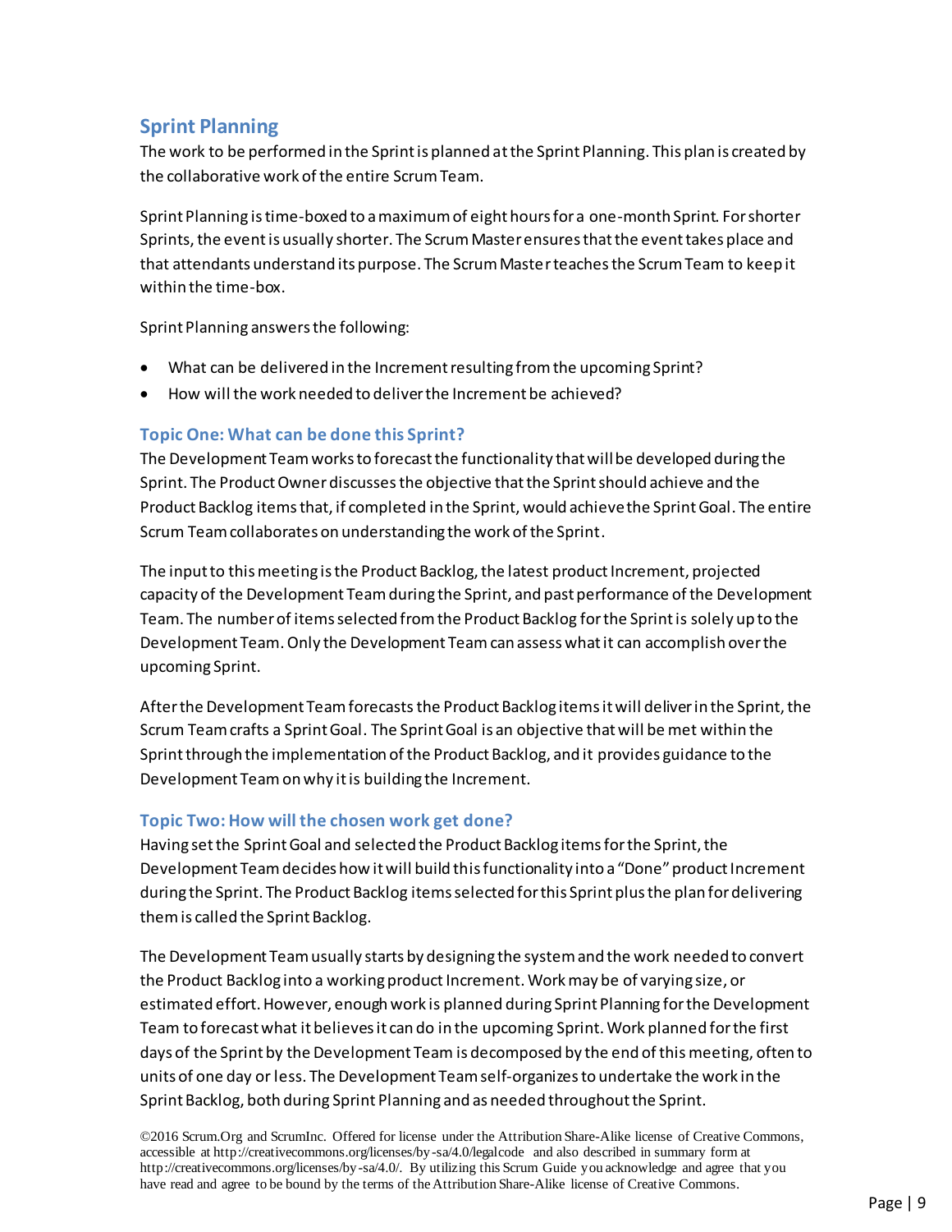## Sprint Planning

The work to be performed in the Sprint is planned at the Sprint Planning. This plan is created by the collaborative work of the entire Scrum Team.

Sprint Planning is time-boxed to a maximum of eight hours for a one-month Sprint. For shorter Sprints, the event is usually shorter. The Scrum Master ensures that the event takes place and that attendants understand its purpose. The Scrum Master teaches the Scrum Team to keep it within the time-box.

Sprint Planning answers the following:

- What can be delivered in the Increment resulting from the upcoming Sprint?
- How will the work needed to deliver the Increment be achieved?

### Topic One: What can be done this Sprint?

The Development Team works to forecast the functionality that will be developed during the Sprint. The Product Owner discusses the objective that the Sprint should achieve and the Product Backlog items that, if completed in the Sprint, would achieve the Sprint Goal. The entire Scrum Team collaborates on understanding the work of the Sprint.

The input to this meeting is the Product Backlog, the latest product Increment, projected capacity of the Development Team during the Sprint, and past performance of the Development Team. The number of items selected from the Product Backlog for the Sprint is solely up to the Development Team. Only the Development Team can assess what it can accomplish over the upcoming Sprint.

After the Development Team forecasts the Product Backlog items it will deliver in the Sprint, the Scrum Team crafts a Sprint Goal. The Sprint Goal is an objective that will be met within the Sprint through the implementation of the Product Backlog, and it provides guidance to the Development Team on why it is building the Increment.

### Topic Two: How will the chosen work get done?

Having set the Sprint Goal and selected the Product Backlog items for the Sprint, the Development Team decides how it will build this functionality into a "Done" product Increment during the Sprint. The Product Backlog items selected for this Sprint plus the plan for delivering them is called the Sprint Backlog.

The Development Team usually starts by designing the system and the work needed to convert the Product Backlog into a working product Increment. Work may be of varying size, or estimated effort. However, enough work is planned during Sprint Planning for the Development Team to forecast what it believes it can do in the upcoming Sprint. Work planned for the first days of the Sprint by the Development Team is decomposed by the end of this meeting, often to units of one day or less. The Development Team self-organizes to undertake the work in the Sprint Backlog, both during Sprint Planning and as needed throughout the Sprint.

©2016 Scrum.Org and ScrumInc. Offered for license under the Attribution Share-Alike license of Creative Commons, accessible at http://creativecommons.org/licenses/by-sa/4.0/legalcode and also described in summary form at http://creativecommons.org/licenses/by-sa/4.0/. By utilizing this Scrum Guide you acknowledge and agree that you have read and agree to be bound by the terms of the Attribution Share-Alike license of Creative Commons.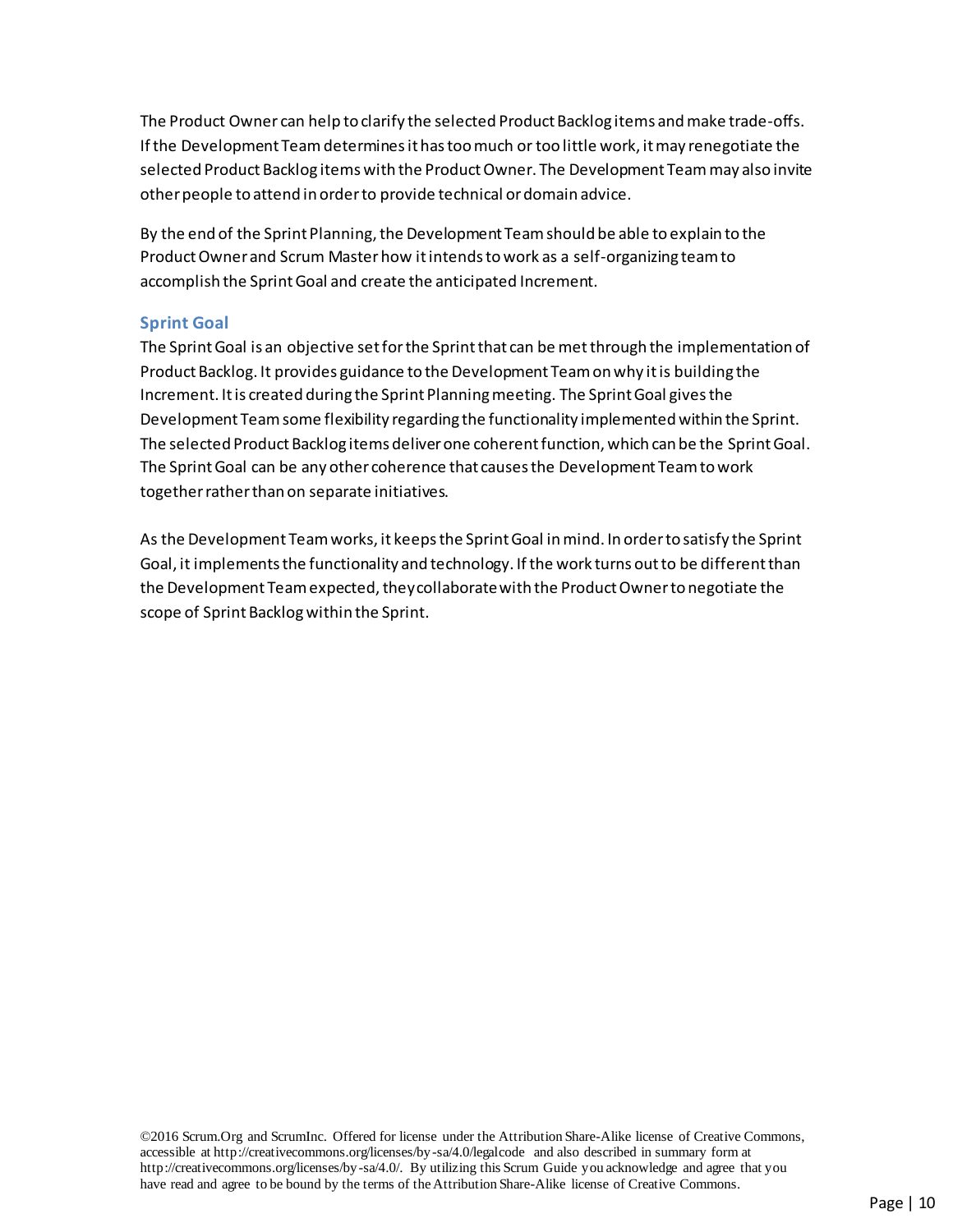The Product Owner can help to clarify the selected Product Backlog items and make trade-offs. If the Development Team determines it has too much or too little work, it may renegotiate the selected Product Backlog items with the Product Owner. The Development Team may also invite other people to attend in order to provide technical or domain advice.

By the end of the Sprint Planning, the Development Team should be able to explain to the Product Owner and Scrum Master how it intends to work as a self-organizing team to accomplish the Sprint Goal and create the anticipated Increment.

### Sprint Goal

The Sprint Goal is an objective set for the Sprint that can be met through the implementation of Product Backlog. It provides guidance to the Development Team on why it is building the Increment. It is created during the Sprint Planning meeting. The Sprint Goal gives the Development Team some flexibility regarding the functionality implemented within the Sprint. The selected Product Backlog items deliver one coherent function, which can be the Sprint Goal. The Sprint Goal can be any other coherence that causes the Development Team to work together rather than on separate initiatives.

As the Development Team works, it keeps the Sprint Goal in mind. In order to satisfy the Sprint Goal, it implements the functionality and technology. If the work turns out to be different than the Development Team expected, they collaborate with the Product Owner to negotiate the scope of Sprint Backlog within the Sprint.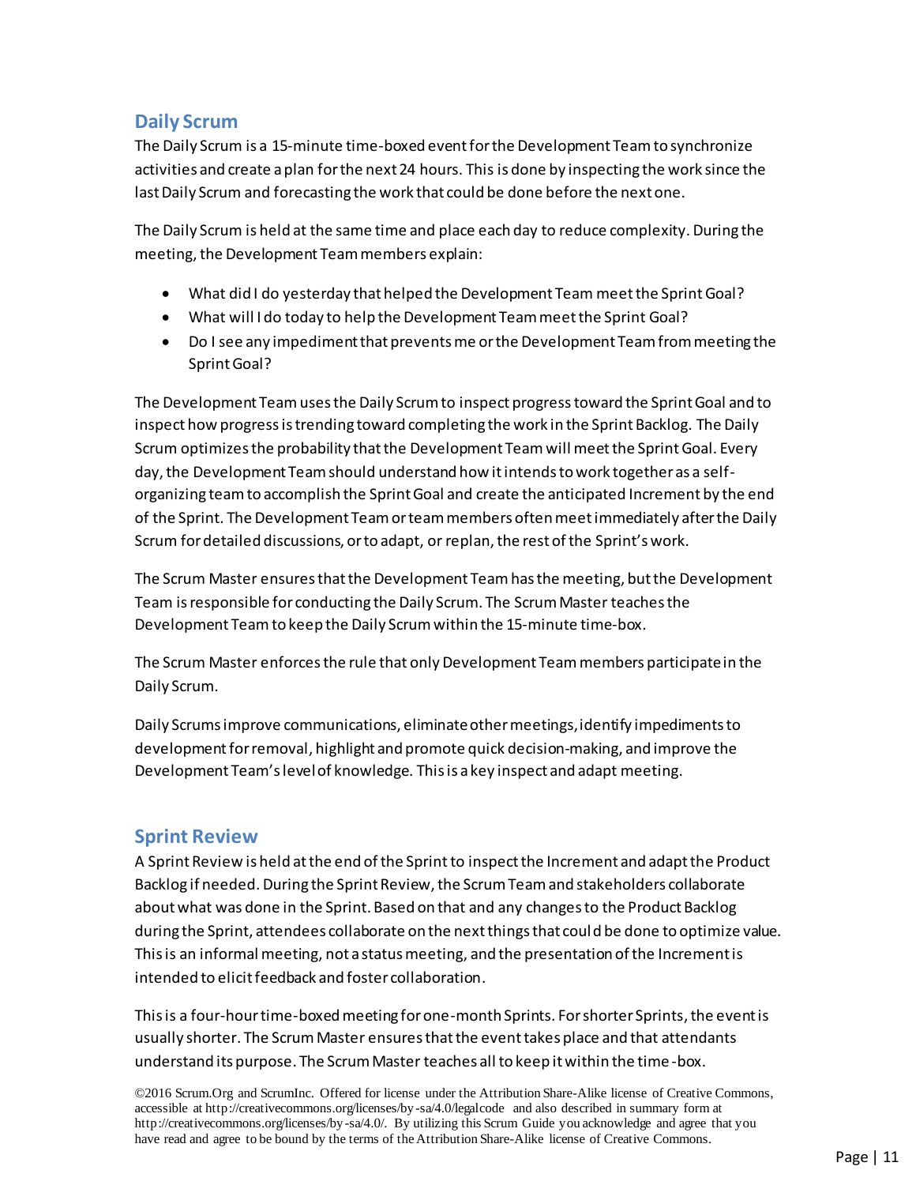## Daily Scrum

The Daily Scrum is a 15-minute time-boxed event for the Development Team to synchronize activities and create a plan for the next 24 hours. This is done by inspecting the work since the last Daily Scrum and forecasting the work that could be done before the next one.

The Daily Scrum is held at the same time and place each day to reduce complexity. During the meeting, the Development Team members explain:

- What did I do yesterday that helped the Development Team meet the Sprint Goal?
- What will I do today to help the Development Team meet the Sprint Goal?
- Do I see any impediment that prevents me or the Development Team from meeting the Sprint Goal?

The Development Team uses the Daily Scrum to inspect progress toward the Sprint Goal and to inspect how progress is trending toward completing the work in the Sprint Backlog. The Daily Scrum optimizes the probability that the Development Team will meet the Sprint Goal. Every day, the Development Team should understand how it intends to work together as a self-organizing team to accomplish the Sprint Goal and create the anticipated Increment by the end of the Sprint. The Development Team or team members often meet immediately after the Daily Scrum for detailed discussions, or to adapt, or replan, the rest of the Sprint's work.

The Scrum Master ensures that the Development Team has the meeting, but the Development Team is responsible for conducting the Daily Scrum. The Scrum Master teaches the Development Team to keep the Daily Scrum within the 15-minute time-box.

The Scrum Master enforces the rule that only Development Team members participate in the Daily Scrum.

Daily Scrums improve communications, eliminate other meetings, identify impediments to development for removal, highlight and promote quick decision-making, and improve the Development Team's level of knowledge. This is a key inspect and adapt meeting.

## Sprint Review

A Sprint Review is held at the end of the Sprint to inspect the Increment and adapt the Product Backlog if needed. During the Sprint Review, the Scrum Team and stakeholders collaborate about what was done in the Sprint. Based on that and any changes to the Product Backlog during the Sprint, attendees collaborate on the next things that could be done to optimize value. This is an informal meeting, not a status meeting, and the presentation of the Increment is intended to elicit feedback and foster collaboration.

This is a four-hour time-boxed meeting for one-month Sprints. For shorter Sprints, the event is usually shorter. The Scrum Master ensures that the event takes place and that attendants understand its purpose. The Scrum Master teaches all to keep it within the time-box.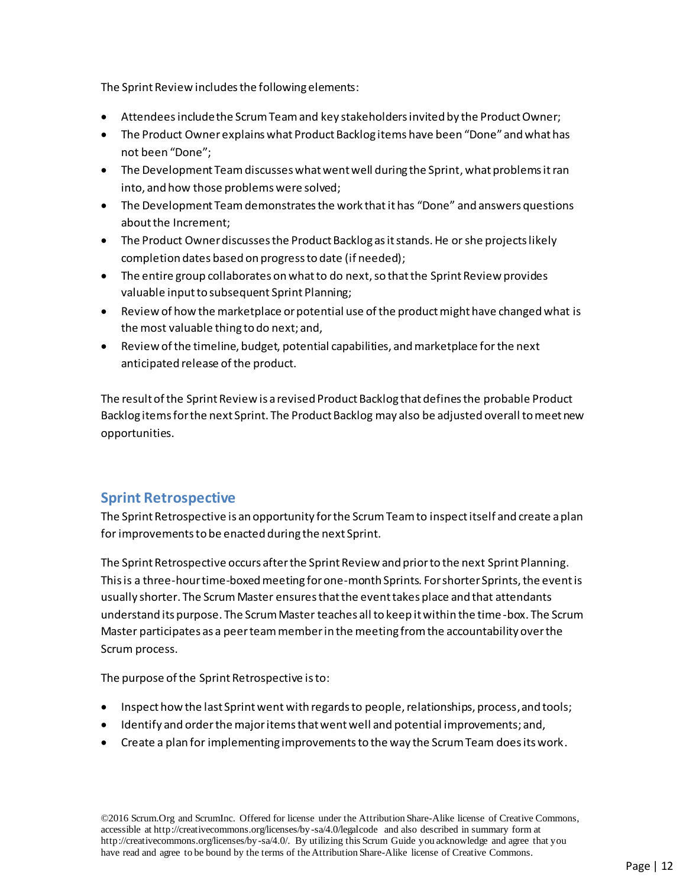The Sprint Review includes the following elements:

- Attendees include the Scrum Team and key stakeholders invited by the Product Owner;
- The Product Owner explains what Product Backlog items have been "Done" and what has not been "Done";
- The Development Team discusses what went well during the Sprint, what problems it ran into, and how those problems were solved;
- The Development Team demonstrates the work that it has "Done" and answers questions about the Increment;
- The Product Owner discusses the Product Backlog as it stands. He or she projects likely completion dates based on progress to date (if needed);
- The entire group collaborates on what to do next, so that the Sprint Review provides valuable input to subsequent Sprint Planning;
- Review of how the marketplace or potential use of the product might have changed what is the most valuable thing to do next; and,
- Review of the timeline, budget, potential capabilities, and marketplace for the next anticipated release of the product.

The result of the Sprint Review is a revised Product Backlog that defines the probable Product Backlog items for the next Sprint. The Product Backlog may also be adjusted overall to meet new opportunities.

## Sprint Retrospective

The Sprint Retrospective is an opportunity for the Scrum Team to inspect itself and create a plan for improvements to be enacted during the next Sprint.

The Sprint Retrospective occurs after the Sprint Review and prior to the next Sprint Planning. This is a three-hour time-boxed meeting for one-month Sprints. For shorter Sprints, the event is usually shorter. The Scrum Master ensures that the event takes place and that attendants understand its purpose. The Scrum Master teaches all to keep it within the time-box. The Scrum Master participates as a peer team member in the meeting from the accountability over the Scrum process.

The purpose of the Sprint Retrospective is to:

- Inspect how the last Sprint went with regards to people, relationships, process, and tools;
- Identify and order the major items that went well and potential improvements; and,
- Create a plan for implementing improvements to the way the Scrum Team does its work.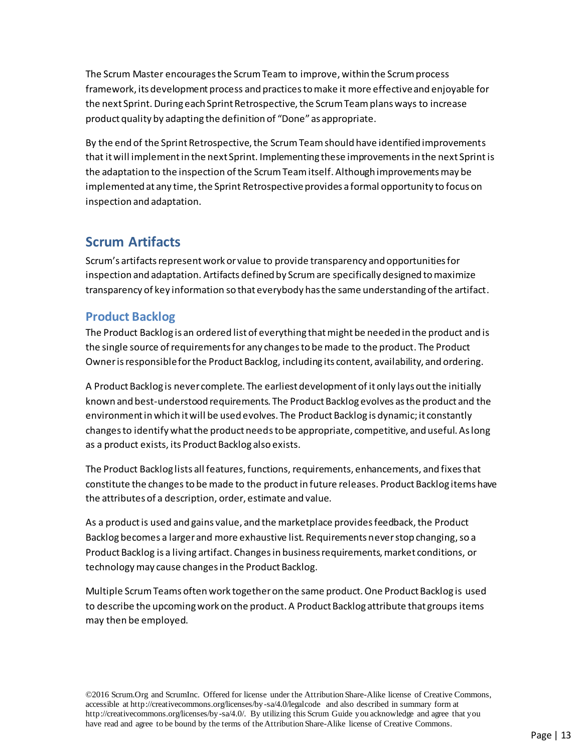The Scrum Master encourages the Scrum Team to improve, within the Scrum process framework, its development process and practices to make it more effective and enjoyable for the next Sprint. During each Sprint Retrospective, the Scrum Team plans ways to increase product quality by adapting the definition of "Done" as appropriate.

By the end of the Sprint Retrospective, the Scrum Team should have identified improvements that it will implement in the next Sprint. Implementing these improvements in the next Sprint is the adaptation to the inspection of the Scrum Team itself. Although improvements may be implemented at any time, the Sprint Retrospective provides a formal opportunity to focus on inspection and adaptation.

## Scrum Artifacts

Scrum's artifacts represent work or value to provide transparency and opportunities for inspection and adaptation. Artifacts defined by Scrum are specifically designed to maximize transparency of key information so that everybody has the same understanding of the artifact.

### Product Backlog

The Product Backlog is an ordered list of everything that might be needed in the product and is the single source of requirements for any changes to be made to the product. The Product Owner is responsible for the Product Backlog, including its content, availability, and ordering.

A Product Backlog is never complete. The earliest development of it only lays out the initially known and best-understood requirements. The Product Backlog evolves as the product and the environment in which it will be used evolves. The Product Backlog is dynamic; it constantly changes to identify what the product needs to be appropriate, competitive, and useful. As long as a product exists, its Product Backlog also exists.

The Product Backlog lists all features, functions, requirements, enhancements, and fixes that constitute the changes to be made to the product in future releases. Product Backlog items have the attributes of a description, order, estimate and value.

As a product is used and gains value, and the marketplace provides feedback, the Product Backlog becomes a larger and more exhaustive list. Requirements never stop changing, so a Product Backlog is a living artifact. Changes in business requirements, market conditions, or technology may cause changes in the Product Backlog.

Multiple Scrum Teams often work together on the same product. One Product Backlog is used to describe the upcoming work on the product. A Product Backlog attribute that groups items may then be employed.

©2016 Scrum.Org and ScrumInc. Offered for license under the Attribution Share-Alike license of Creative Commons, accessible at http://creativecommons.org/licenses/by-sa/4.0/legalcode and also described in summary form at http://creativecommons.org/licenses/by-sa/4.0/. By utilizing this Scrum Guide you acknowledge and agree that you have read and agree to be bound by the terms of the Attribution Share-Alike license of Creative Commons.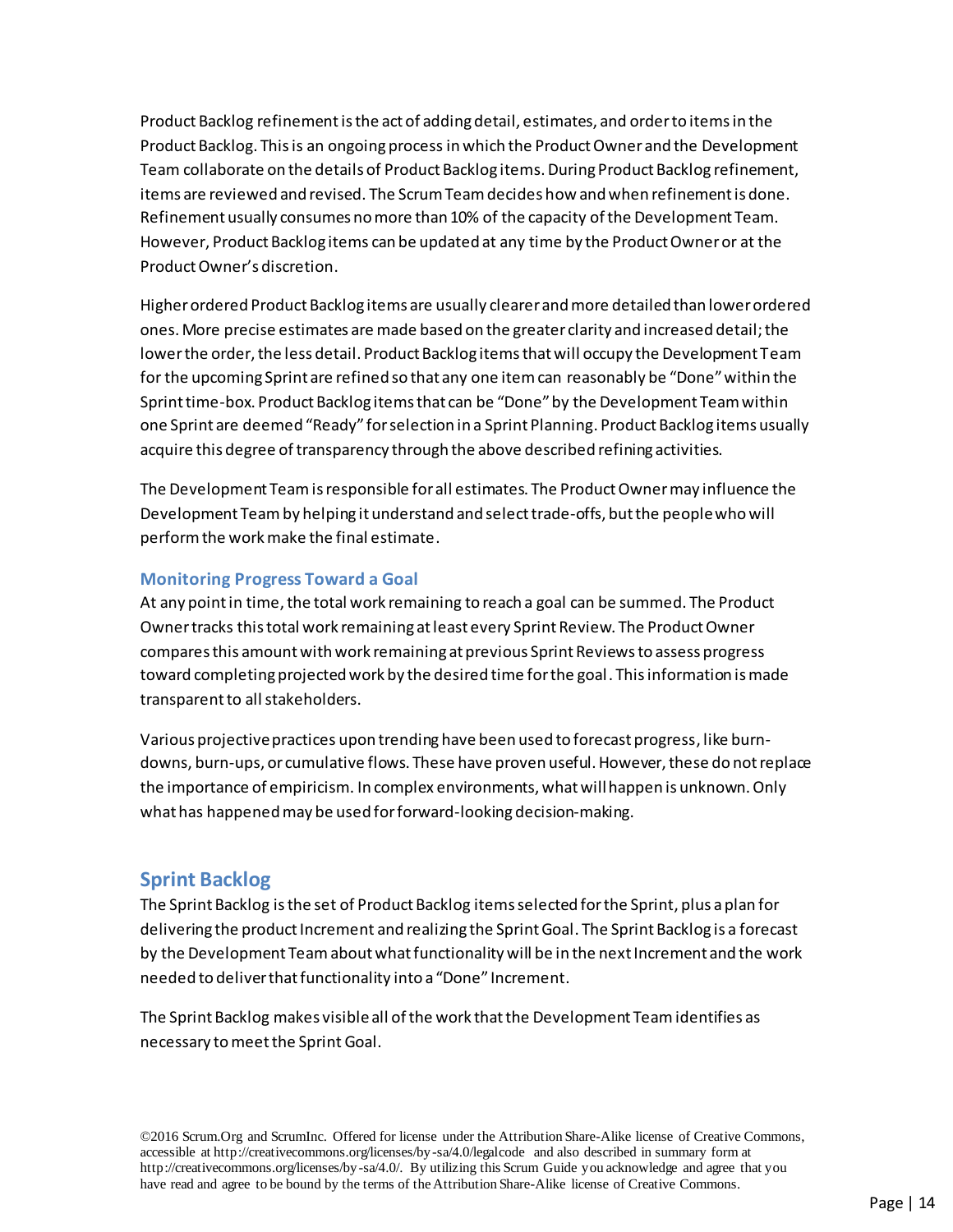Product Backlog refinement is the act of adding detail, estimates, and order to items in the Product Backlog. This is an ongoing process in which the Product Owner and the Development Team collaborate on the details of Product Backlog items. During Product Backlog refinement, items are reviewed and revised. The Scrum Team decides how and when refinement is done. Refinement usually consumes no more than 10% of the capacity of the Development Team. However, Product Backlog items can be updated at any time by the Product Owner or at the Product Owner's discretion.

Higher ordered Product Backlog items are usually clearer and more detailed than lower ordered ones. More precise estimates are made based on the greater clarity and increased detail; the lower the order, the less detail. Product Backlog items that will occupy the Development Team for the upcoming Sprint are refined so that any one item can reasonably be "Done" within the Sprint time-box. Product Backlog items that can be "Done" by the Development Team within one Sprint are deemed "Ready" for selection in a Sprint Planning. Product Backlog items usually acquire this degree of transparency through the above described refining activities.

The Development Team is responsible for all estimates. The Product Owner may influence the Development Team by helping it understand and select trade-offs, but the people who will perform the work make the final estimate.

### Monitoring Progress Toward a Goal

At any point in time, the total work remaining to reach a goal can be summed. The Product Owner tracks this total work remaining at least every Sprint Review. The Product Owner compares this amount with work remaining at previous Sprint Reviews to assess progress toward completing projected work by the desired time for the goal. This information is made transparent to all stakeholders.

Various projective practices upon trending have been used to forecast progress, like burn-downs, burn-ups, or cumulative flows. These have proven useful. However, these do not replace the importance of empiricism. In complex environments, what will happen is unknown. Only what has happened may be used for forward-looking decision-making.

## Sprint Backlog

The Sprint Backlog is the set of Product Backlog items selected for the Sprint, plus a plan for delivering the product Increment and realizing the Sprint Goal. The Sprint Backlog is a forecast by the Development Team about what functionality will be in the next Increment and the work needed to deliver that functionality into a "Done" Increment.

The Sprint Backlog makes visible all of the work that the Development Team identifies as necessary to meet the Sprint Goal.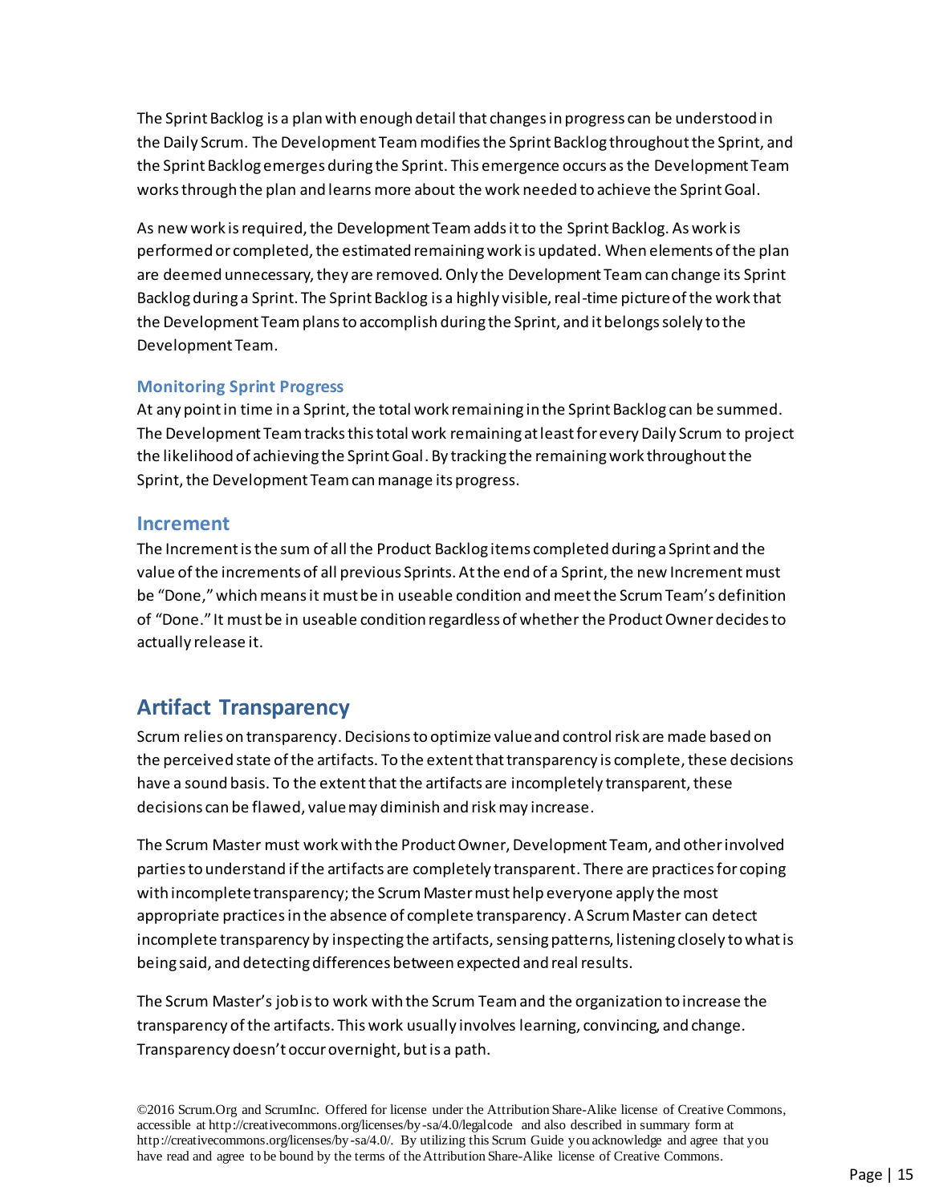The Sprint Backlog is a plan with enough detail that changes in progress can be understood in the Daily Scrum. The Development Team modifies the Sprint Backlog throughout the Sprint, and the Sprint Backlog emerges during the Sprint. This emergence occurs as the Development Team works through the plan and learns more about the work needed to achieve the Sprint Goal.

As new work is required, the Development Team adds it to the Sprint Backlog. As work is performed or completed, the estimated remaining work is updated. When elements of the plan are deemed unnecessary, they are removed. Only the Development Team can change its Sprint Backlog during a Sprint. The Sprint Backlog is a highly visible, real-time picture of the work that the Development Team plans to accomplish during the Sprint, and it belongs solely to the Development Team.

#### Monitoring Sprint Progress

At any point in time in a Sprint, the total work remaining in the Sprint Backlog can be summed. The Development Team tracks this total work remaining at least for every Daily Scrum to project the likelihood of achieving the Sprint Goal. By tracking the remaining work throughout the Sprint, the Development Team can manage its progress.

### Increment

The Increment is the sum of all the Product Backlog items completed during a Sprint and the value of the increments of all previous Sprints. At the end of a Sprint, the new Increment must be "Done," which means it must be in useable condition and meet the Scrum Team's definition of "Done." It must be in useable condition regardless of whether the Product Owner decides to actually release it.

## Artifact Transparency

Scrum relies on transparency. Decisions to optimize value and control risk are made based on the perceived state of the artifacts. To the extent that transparency is complete, these decisions have a sound basis. To the extent that the artifacts are incompletely transparent, these decisions can be flawed, value may diminish and risk may increase.

The Scrum Master must work with the Product Owner, Development Team, and other involved parties to understand if the artifacts are completely transparent. There are practices for coping with incomplete transparency; the Scrum Master must help everyone apply the most appropriate practices in the absence of complete transparency. A Scrum Master can detect incomplete transparency by inspecting the artifacts, sensing patterns, listening closely to what is being said, and detecting differences between expected and real results.

The Scrum Master's job is to work with the Scrum Team and the organization to increase the transparency of the artifacts. This work usually involves learning, convincing, and change. Transparency doesn't occur overnight, but is a path.

©2016 Scrum.Org and ScrumInc. Offered for license under the Attribution Share-Alike license of Creative Commons, accessible at http://creativecommons.org/licenses/by-sa/4.0/legalcode and also described in summary form at http://creativecommons.org/licenses/by-sa/4.0/. By utilizing this Scrum Guide you acknowledge and agree that you have read and agree to be bound by the terms of the Attribution Share-Alike license of Creative Commons.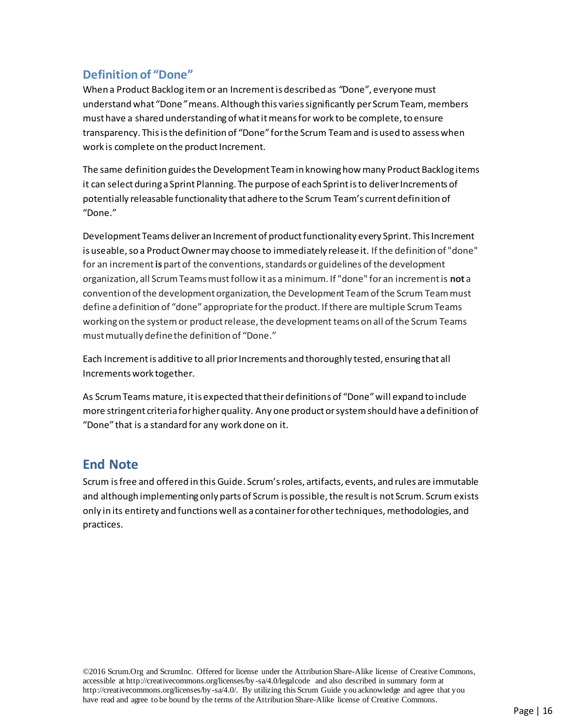## Definition of "Done"

When a Product Backlog item or an Increment is described as "Done", everyone must understand what "Done" means. Although this varies significantly per Scrum Team, members must have a shared understanding of what it means for work to be complete, to ensure transparency. This is the definition of "Done" for the Scrum Team and is used to assess when work is complete on the product Increment.

The same definition guides the Development Team in knowing how many Product Backlog items it can select during a Sprint Planning. The purpose of each Sprint is to deliver Increments of potentially releasable functionality that adhere to the Scrum Team's current definition of "Done."

Development Teams deliver an Increment of product functionality every Sprint. This Increment is useable, so a Product Owner may choose to immediately release it. If the definition of "done" for an increment **is** part of the conventions, standards or guidelines of the development organization, all Scrum Teams must follow it as a minimum. If "done" for an increment is **not** a convention of the development organization, the Development Team of the Scrum Team must define a definition of "done" appropriate for the product. If there are multiple Scrum Teams working on the system or product release, the development teams on all of the Scrum Teams must mutually define the definition of "Done."

Each Increment is additive to all prior Increments and thoroughly tested, ensuring that all Increments work together.

As Scrum Teams mature, it is expected that their definitions of "Done" will expand to include more stringent criteria for higher quality. Any one product or system should have a definition of "Done" that is a standard for any work done on it.

# End Note

Scrum is free and offered in this Guide. Scrum's roles, artifacts, events, and rules are immutable and although implementing only parts of Scrum is possible, the result is not Scrum. Scrum exists only in its entirety and functions well as a container for other techniques, methodologies, and practices.

©2016 Scrum.Org and ScrumInc. Offered for license under the Attribution Share-Alike license of Creative Commons, accessible at http://creativecommons.org/licenses/by-sa/4.0/legalcode and also described in summary form at http://creativecommons.org/licenses/by-sa/4.0/. By utilizing this Scrum Guide you acknowledge and agree that you have read and agree to be bound by the terms of the Attribution Share-Alike license of Creative Commons.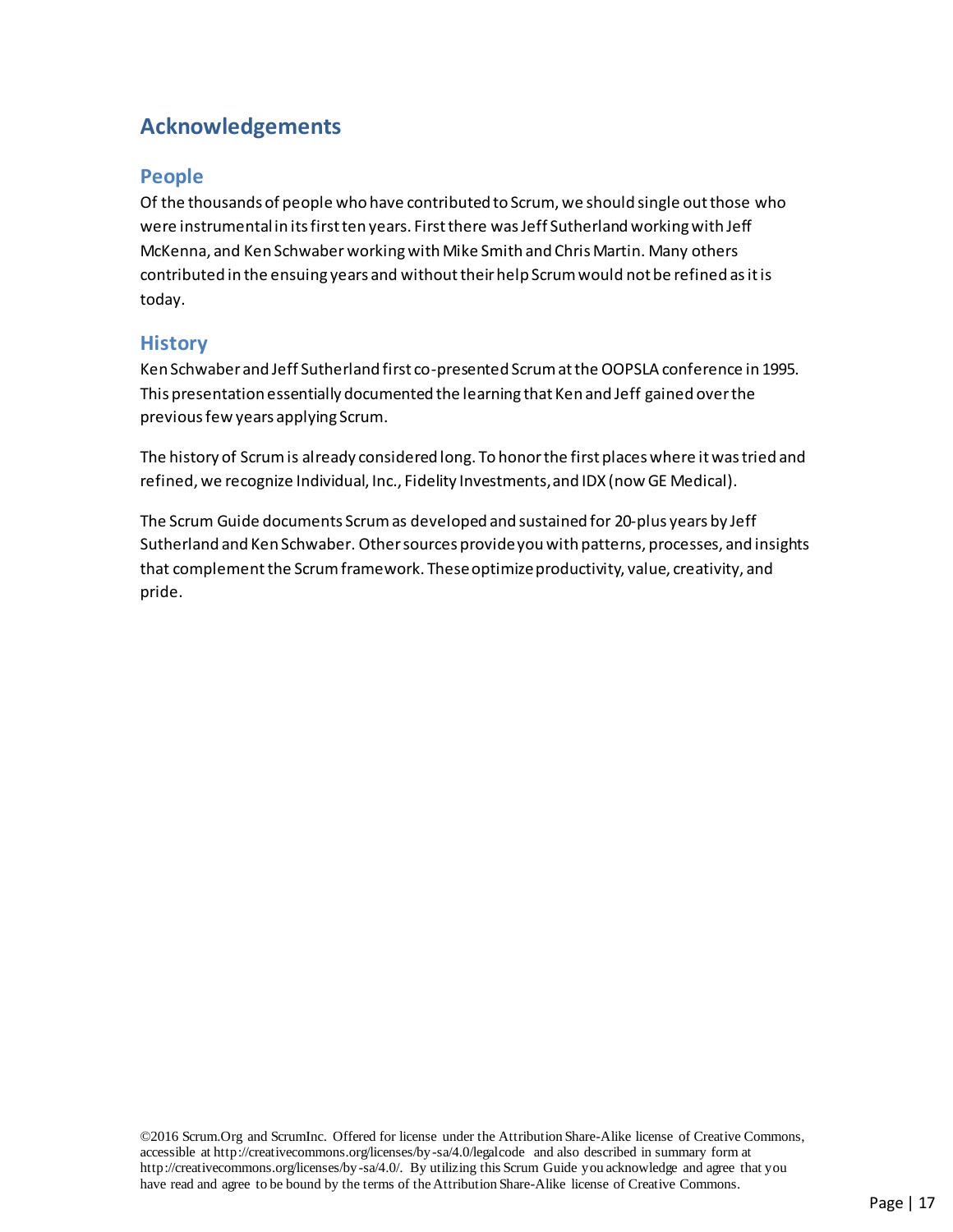## Acknowledgements

### People

Of the thousands of people who have contributed to Scrum, we should single out those who were instrumental in its first ten years. First there was Jeff Sutherland working with Jeff McKenna, and Ken Schwaber working with Mike Smith and Chris Martin. Many others contributed in the ensuing years and without their help Scrum would not be refined as it is today.

### History

Ken Schwaber and Jeff Sutherland first co-presented Scrum at the OOPSLA conference in 1995. This presentation essentially documented the learning that Ken and Jeff gained over the previous few years applying Scrum.

The history of Scrum is already considered long. To honor the first places where it was tried and refined, we recognize Individual, Inc., Fidelity Investments, and IDX (now GE Medical).

The Scrum Guide documents Scrum as developed and sustained for 20-plus years by Jeff Sutherland and Ken Schwaber. Other sources provide you with patterns, processes, and insights that complement the Scrum framework. These optimize productivity, value, creativity, and pride.

©2016 Scrum.Org and ScrumInc. Offered for license under the Attribution Share-Alike license of Creative Commons, accessible at http://creativecommons.org/licenses/by-sa/4.0/legalcode and also described in summary form at http://creativecommons.org/licenses/by-sa/4.0/. By utilizing this Scrum Guide you acknowledge and agree that you have read and agree to be bound by the terms of the Attribution Share-Alike license of Creative Commons.